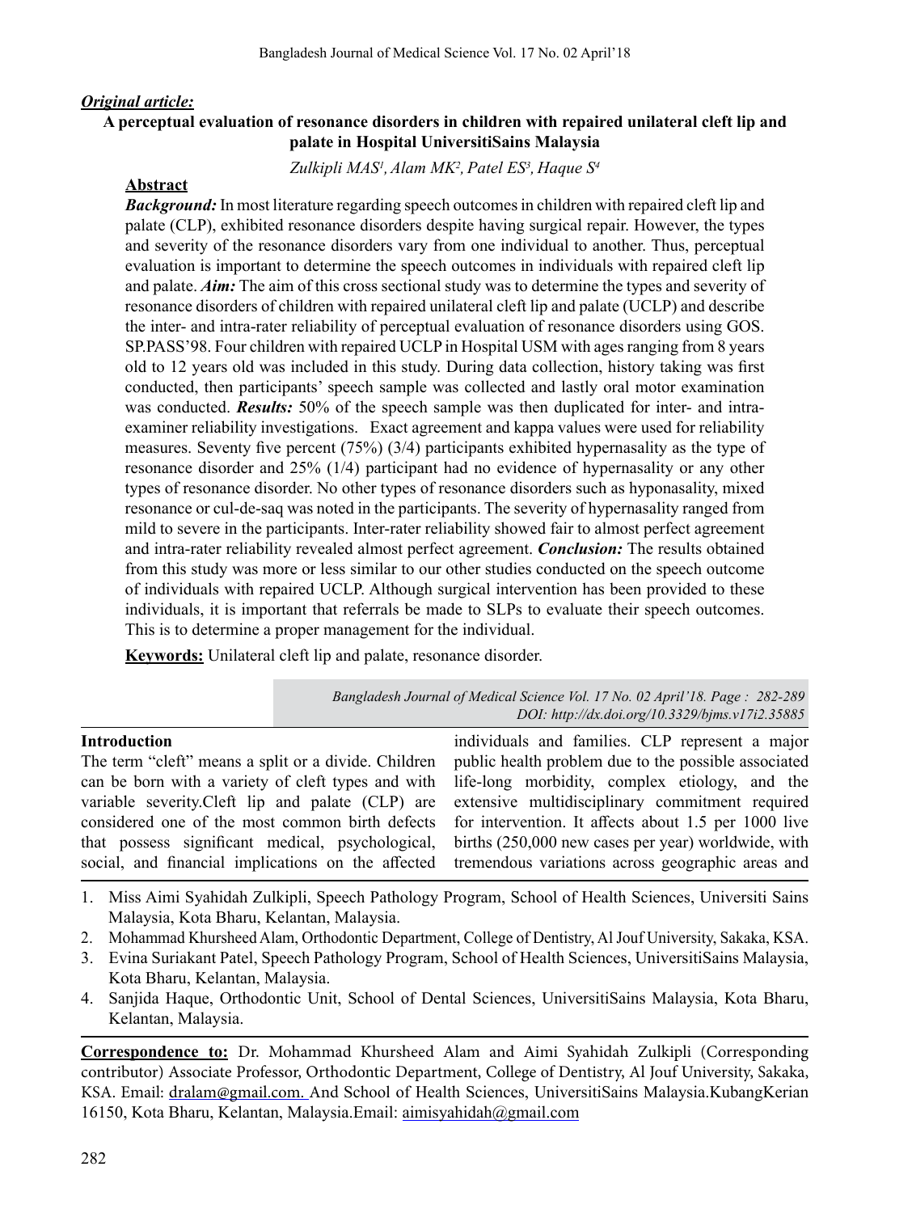***Original article:***

## A perceptual evaluation of resonance disorders in children with repaired unilateral cleft lip and palate in Hospital UniversitiSains Malaysia

*Zulkipli MAS[1], Alam MK[2], Patel ES[3], Haque S[4]*

### Abstract

***Background:*** In most literature regarding speech outcomes in children with repaired cleft lip and palate (CLP), exhibited resonance disorders despite having surgical repair. However, the types and severity of the resonance disorders vary from one individual to another. Thus, perceptual evaluation is important to determine the speech outcomes in individuals with repaired cleft lip and palate. ***Aim:*** The aim of this cross sectional study was to determine the types and severity of resonance disorders of children with repaired unilateral cleft lip and palate (UCLP) and describe the inter- and intra-rater reliability of perceptual evaluation of resonance disorders using GOS. SP.PASS'98. Four children with repaired UCLP in Hospital USM with ages ranging from 8 years old to 12 years old was included in this study. During data collection, history taking was first conducted, then participants' speech sample was collected and lastly oral motor examination was conducted. ***Results:*** 50% of the speech sample was then duplicated for inter- and intra-examiner reliability investigations. Exact agreement and kappa values were used for reliability measures. Seventy five percent (75%) (3/4) participants exhibited hypernasality as the type of resonance disorder and 25% (1/4) participant had no evidence of hypernasality or any other types of resonance disorder. No other types of resonance disorders such as hyponasality, mixed resonance or cul-de-saq was noted in the participants. The severity of hypernasality ranged from mild to severe in the participants. Inter-rater reliability showed fair to almost perfect agreement and intra-rater reliability revealed almost perfect agreement. ***Conclusion:*** The results obtained from this study was more or less similar to our other studies conducted on the speech outcome of individuals with repaired UCLP. Although surgical intervention has been provided to these individuals, it is important that referrals be made to SLPs to evaluate their speech outcomes. This is to determine a proper management for the individual.

**Keywords:** Unilateral cleft lip and palate, resonance disorder.

*DOI: http://dx.doi.org/10.3329/bjms.v17i2.35885*

### Introduction

The term "cleft" means a split or a divide. Children can be born with a variety of cleft types and with variable severity.Cleft lip and palate (CLP) are considered one of the most common birth defects that possess significant medical, psychological, social, and financial implications on the affected individuals and families. CLP represent a major public health problem due to the possible associated life-long morbidity, complex etiology, and the extensive multidisciplinary commitment required for intervention. It affects about 1.5 per 1000 live births (250,000 new cases per year) worldwide, with tremendous variations across geographic areas and

1. Miss Aimi Syahidah Zulkipli, Speech Pathology Program, School of Health Sciences, Universiti Sains Malaysia, Kota Bharu, Kelantan, Malaysia.
2. Mohammad Khursheed Alam, Orthodontic Department, College of Dentistry, Al Jouf University, Sakaka, KSA.
3. Evina Suriakant Patel, Speech Pathology Program, School of Health Sciences, UniversitiSains Malaysia, Kota Bharu, Kelantan, Malaysia.
4. Sanjida Haque, Orthodontic Unit, School of Dental Sciences, UniversitiSains Malaysia, Kota Bharu, Kelantan, Malaysia.

**Correspondence to:** Dr. Mohammad Khursheed Alam and Aimi Syahidah Zulkipli (Corresponding contributor) Associate Professor, Orthodontic Department, College of Dentistry, Al Jouf University, Sakaka, KSA. Email: dralam@gmail.com. And School of Health Sciences, UniversitiSains Malaysia.KubangKerian 16150, Kota Bharu, Kelantan, Malaysia.Email: aimisyahidah@gmail.com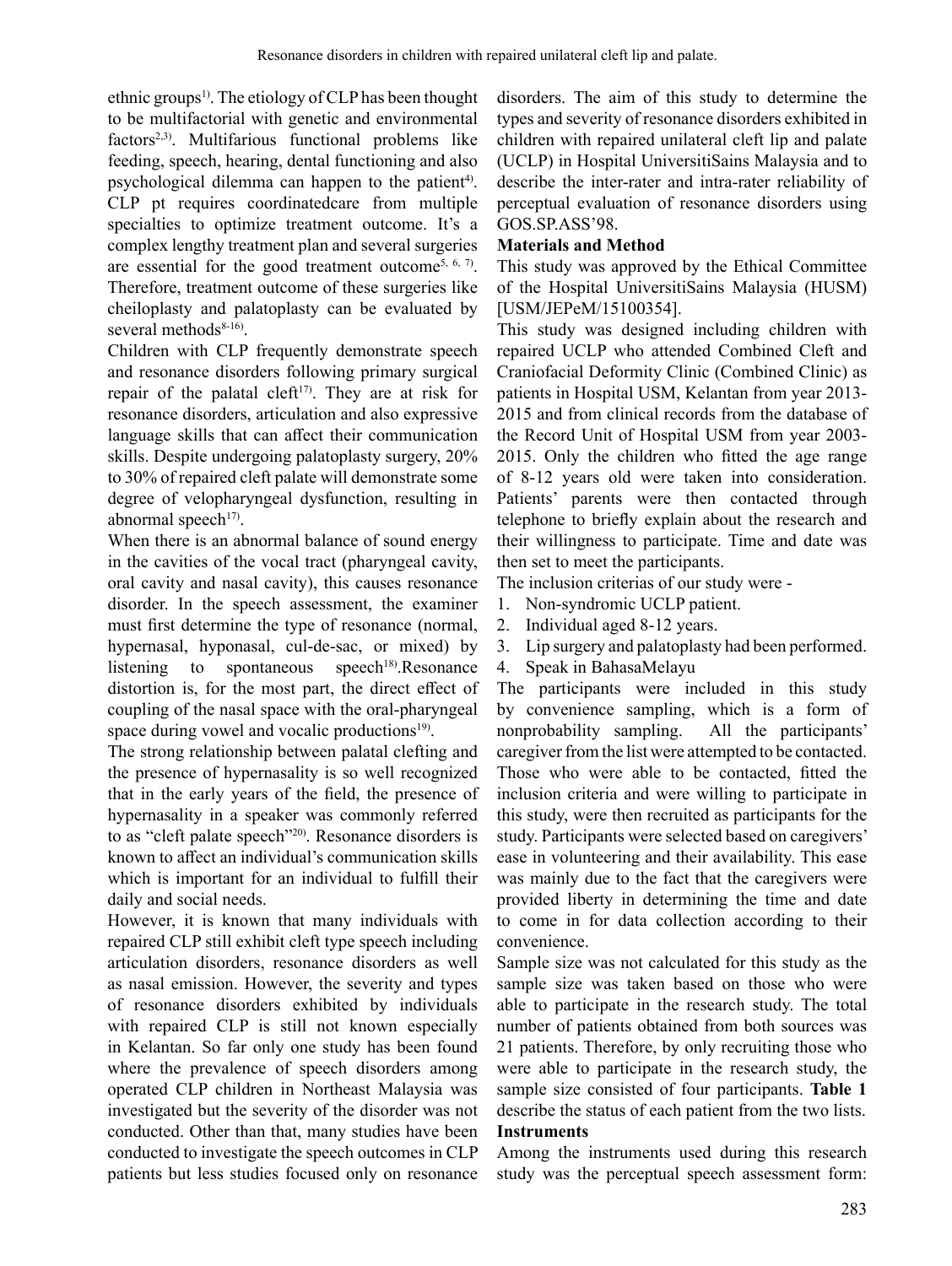ethnic groups[1]. The etiology of CLP has been thought to be multifactorial with genetic and environmental factors[2,3]. Multifarious functional problems like feeding, speech, hearing, dental functioning and also psychological dilemma can happen to the patient[4]. CLP pt requires coordinatedcare from multiple specialties to optimize treatment outcome. It's a complex lengthy treatment plan and several surgeries are essential for the good treatment outcome[5, 6, 7]. Therefore, treatment outcome of these surgeries like cheiloplasty and palatoplasty can be evaluated by several methods[8-16].

Children with CLP frequently demonstrate speech and resonance disorders following primary surgical repair of the palatal cleft[17]. They are at risk for resonance disorders, articulation and also expressive language skills that can affect their communication skills. Despite undergoing palatoplasty surgery, 20% to 30% of repaired cleft palate will demonstrate some degree of velopharyngeal dysfunction, resulting in abnormal speech[17].

When there is an abnormal balance of sound energy in the cavities of the vocal tract (pharyngeal cavity, oral cavity and nasal cavity), this causes resonance disorder. In the speech assessment, the examiner must first determine the type of resonance (normal, hypernasal, hyponasal, cul-de-sac, or mixed) by listening to spontaneous speech[18].Resonance distortion is, for the most part, the direct effect of coupling of the nasal space with the oral-pharyngeal space during vowel and vocalic productions[19].

The strong relationship between palatal clefting and the presence of hypernasality is so well recognized that in the early years of the field, the presence of hypernasality in a speaker was commonly referred to as "cleft palate speech"[20]. Resonance disorders is known to affect an individual's communication skills which is important for an individual to fulfill their daily and social needs.

However, it is known that many individuals with repaired CLP still exhibit cleft type speech including articulation disorders, resonance disorders as well as nasal emission. However, the severity and types of resonance disorders exhibited by individuals with repaired CLP is still not known especially in Kelantan. So far only one study has been found where the prevalence of speech disorders among operated CLP children in Northeast Malaysia was investigated but the severity of the disorder was not conducted. Other than that, many studies have been conducted to investigate the speech outcomes in CLP patients but less studies focused only on resonance disorders. The aim of this study to determine the types and severity of resonance disorders exhibited in children with repaired unilateral cleft lip and palate (UCLP) in Hospital UniversitiSains Malaysia and to describe the inter-rater and intra-rater reliability of perceptual evaluation of resonance disorders using GOS.SP.ASS'98.

**Materials and Method**

This study was approved by the Ethical Committee of the Hospital UniversitiSains Malaysia (HUSM) [USM/JEPeM/15100354].

This study was designed including children with repaired UCLP who attended Combined Cleft and Craniofacial Deformity Clinic (Combined Clinic) as patients in Hospital USM, Kelantan from year 2013-2015 and from clinical records from the database of the Record Unit of Hospital USM from year 2003-2015. Only the children who fitted the age range of 8-12 years old were taken into consideration. Patients' parents were then contacted through telephone to briefly explain about the research and their willingness to participate. Time and date was then set to meet the participants.

The inclusion criterias of our study were -

1. Non-syndromic UCLP patient.
2. Individual aged 8-12 years.
3. Lip surgery and palatoplasty had been performed.
4. Speak in BahasaMelayu

The participants were included in this study by convenience sampling, which is a form of nonprobability sampling. All the participants' caregiver from the list were attempted to be contacted. Those who were able to be contacted, fitted the inclusion criteria and were willing to participate in this study, were then recruited as participants for the study. Participants were selected based on caregivers' ease in volunteering and their availability. This ease was mainly due to the fact that the caregivers were provided liberty in determining the time and date to come in for data collection according to their convenience.

Sample size was not calculated for this study as the sample size was taken based on those who were able to participate in the research study. The total number of patients obtained from both sources was 21 patients. Therefore, by only recruiting those who were able to participate in the research study, the sample size consisted of four participants. **Table 1** describe the status of each patient from the two lists.

**Instruments**

Among the instruments used during this research study was the perceptual speech assessment form: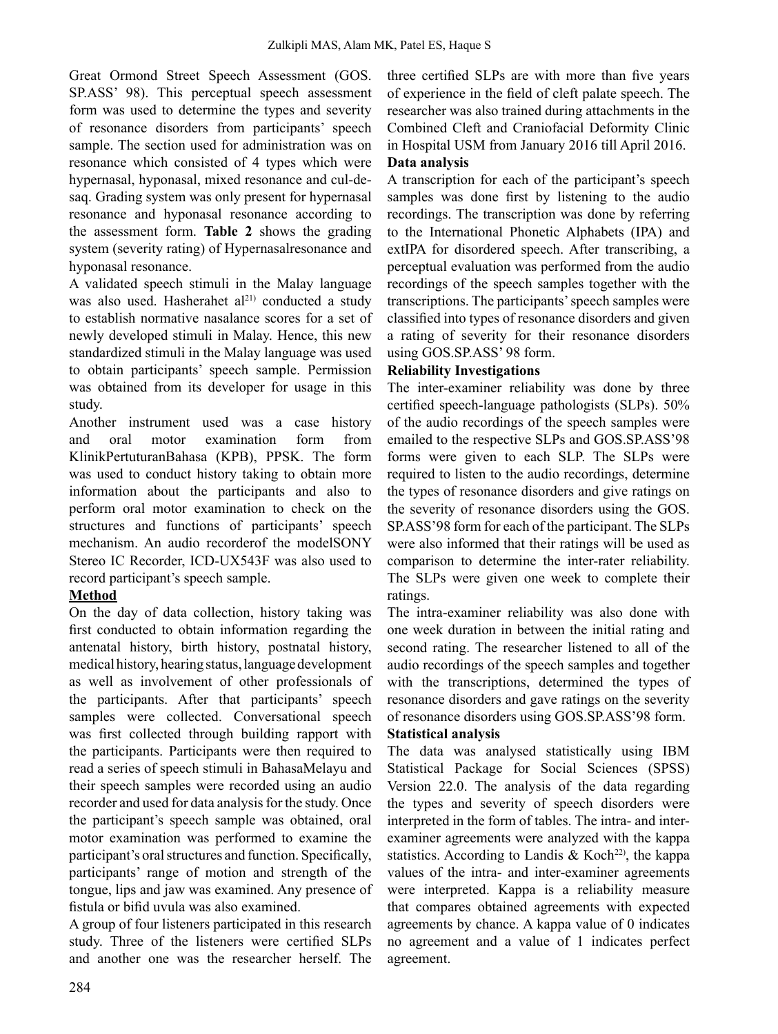Great Ormond Street Speech Assessment (GOS. SP.ASS' 98). This perceptual speech assessment form was used to determine the types and severity of resonance disorders from participants' speech sample. The section used for administration was on resonance which consisted of 4 types which were hypernasal, hyponasal, mixed resonance and cul-de-saq. Grading system was only present for hypernasal resonance and hyponasal resonance according to the assessment form. **Table 2** shows the grading system (severity rating) of Hypernasalresonance and hyponasal resonance.

A validated speech stimuli in the Malay language was also used. Hasherahet al[21] conducted a study to establish normative nasalance scores for a set of newly developed stimuli in Malay. Hence, this new standardized stimuli in the Malay language was used to obtain participants' speech sample. Permission was obtained from its developer for usage in this study.

Another instrument used was a case history and oral motor examination form from KlinikPertuturanBahasa (KPB), PPSK. The form was used to conduct history taking to obtain more information about the participants and also to perform oral motor examination to check on the structures and functions of participants' speech mechanism. An audio recorderof the modelSONY Stereo IC Recorder, ICD-UX543F was also used to record participant's speech sample.

**Method**

On the day of data collection, history taking was first conducted to obtain information regarding the antenatal history, birth history, postnatal history, medical history, hearing status, language development as well as involvement of other professionals of the participants. After that participants' speech samples were collected. Conversational speech was first collected through building rapport with the participants. Participants were then required to read a series of speech stimuli in BahasaMelayu and their speech samples were recorded using an audio recorder and used for data analysis for the study. Once the participant's speech sample was obtained, oral motor examination was performed to examine the participant's oral structures and function. Specifically, participants' range of motion and strength of the tongue, lips and jaw was examined. Any presence of fistula or bifid uvula was also examined.

A group of four listeners participated in this research study. Three of the listeners were certified SLPs and another one was the researcher herself. The three certified SLPs are with more than five years of experience in the field of cleft palate speech. The researcher was also trained during attachments in the Combined Cleft and Craniofacial Deformity Clinic in Hospital USM from January 2016 till April 2016.

**Data analysis**

A transcription for each of the participant's speech samples was done first by listening to the audio recordings. The transcription was done by referring to the International Phonetic Alphabets (IPA) and extIPA for disordered speech. After transcribing, a perceptual evaluation was performed from the audio recordings of the speech samples together with the transcriptions. The participants' speech samples were classified into types of resonance disorders and given a rating of severity for their resonance disorders using GOS.SP.ASS' 98 form.

**Reliability Investigations**

The inter-examiner reliability was done by three certified speech-language pathologists (SLPs). 50% of the audio recordings of the speech samples were emailed to the respective SLPs and GOS.SP.ASS'98 forms were given to each SLP. The SLPs were required to listen to the audio recordings, determine the types of resonance disorders and give ratings on the severity of resonance disorders using the GOS. SP.ASS'98 form for each of the participant. The SLPs were also informed that their ratings will be used as comparison to determine the inter-rater reliability. The SLPs were given one week to complete their ratings.

The intra-examiner reliability was also done with one week duration in between the initial rating and second rating. The researcher listened to all of the audio recordings of the speech samples and together with the transcriptions, determined the types of resonance disorders and gave ratings on the severity of resonance disorders using GOS.SP.ASS'98 form.

**Statistical analysis**

The data was analysed statistically using IBM Statistical Package for Social Sciences (SPSS) Version 22.0. The analysis of the data regarding the types and severity of speech disorders were interpreted in the form of tables. The intra- and inter-examiner agreements were analyzed with the kappa statistics. According to Landis & Koch[22], the kappa values of the intra- and inter-examiner agreements were interpreted. Kappa is a reliability measure that compares obtained agreements with expected agreements by chance. A kappa value of 0 indicates no agreement and a value of 1 indicates perfect agreement.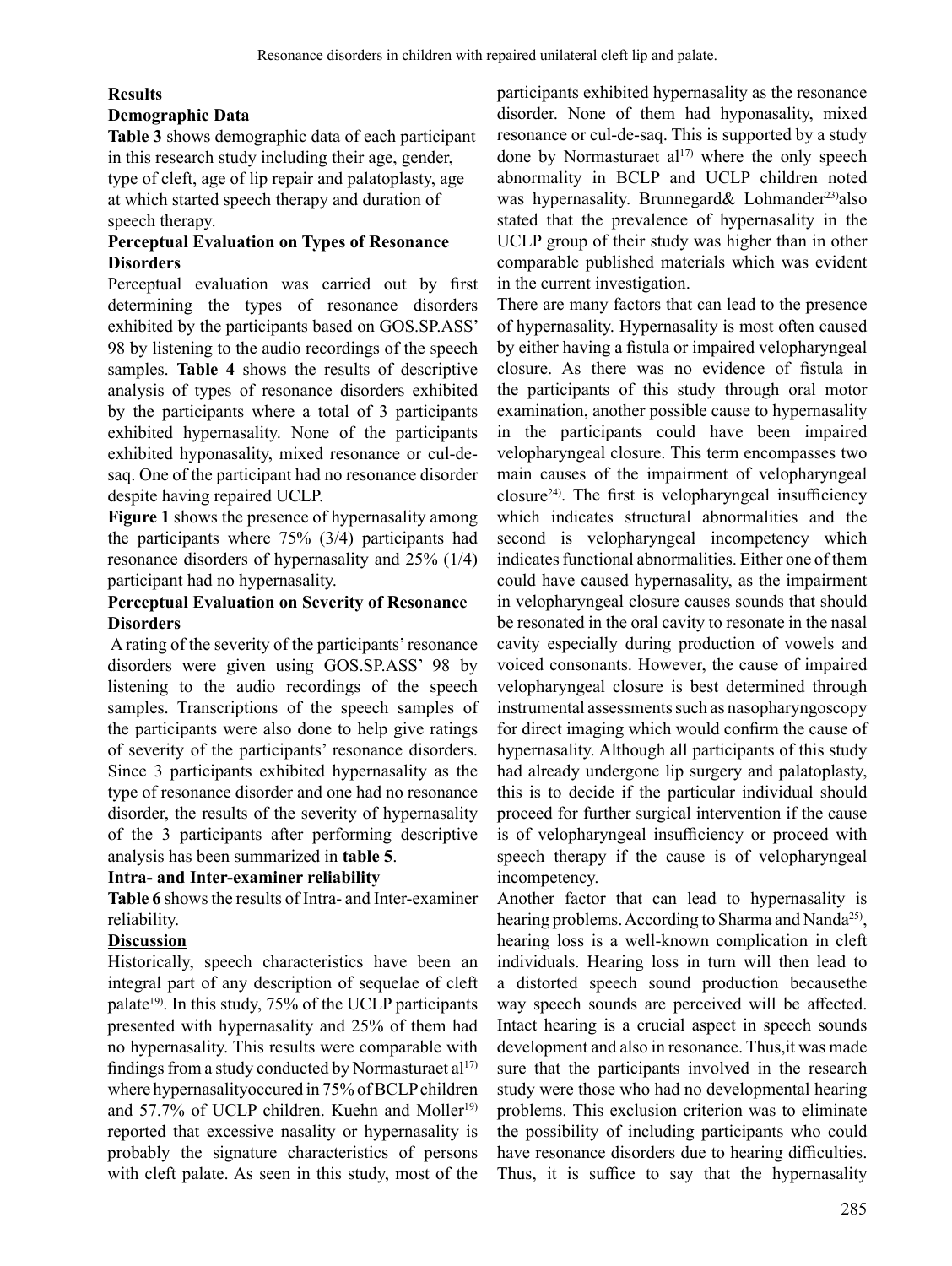**Results**

**Demographic Data**

**Table 3** shows demographic data of each participant in this research study including their age, gender, type of cleft, age of lip repair and palatoplasty, age at which started speech therapy and duration of speech therapy.

**Perceptual Evaluation on Types of Resonance Disorders**

Perceptual evaluation was carried out by first determining the types of resonance disorders exhibited by the participants based on GOS.SP.ASS' 98 by listening to the audio recordings of the speech samples. **Table 4** shows the results of descriptive analysis of types of resonance disorders exhibited by the participants where a total of 3 participants exhibited hypernasality. None of the participants exhibited hyponasality, mixed resonance or cul-de-saq. One of the participant had no resonance disorder despite having repaired UCLP.

**Figure 1** shows the presence of hypernasality among the participants where 75% (3/4) participants had resonance disorders of hypernasality and 25% (1/4) participant had no hypernasality.

**Perceptual Evaluation on Severity of Resonance Disorders**

A rating of the severity of the participants' resonance disorders were given using GOS.SP.ASS' 98 by listening to the audio recordings of the speech samples. Transcriptions of the speech samples of the participants were also done to help give ratings of severity of the participants' resonance disorders. Since 3 participants exhibited hypernasality as the type of resonance disorder and one had no resonance disorder, the results of the severity of hypernasality of the 3 participants after performing descriptive analysis has been summarized in **table 5**.

**Intra- and Inter-examiner reliability**

**Table 6** shows the results of Intra- and Inter-examiner reliability.

**Discussion**

Historically, speech characteristics have been an integral part of any description of sequelae of cleft palate[19]. In this study, 75% of the UCLP participants presented with hypernasality and 25% of them had no hypernasality. This results were comparable with findings from a study conducted by Normasturaet al[17] where hypernasalityoccured in 75% of BCLP children and 57.7% of UCLP children. Kuehn and Moller[19] reported that excessive nasality or hypernasality is probably the signature characteristics of persons with cleft palate. As seen in this study, most of the participants exhibited hypernasality as the resonance disorder. None of them had hyponasality, mixed resonance or cul-de-saq. This is supported by a study done by Normasturaet al[17] where the only speech abnormality in BCLP and UCLP children noted was hypernasality. Brunnegard& Lohmander[23]also stated that the prevalence of hypernasality in the UCLP group of their study was higher than in other comparable published materials which was evident in the current investigation.

There are many factors that can lead to the presence of hypernasality. Hypernasality is most often caused by either having a fistula or impaired velopharyngeal closure. As there was no evidence of fistula in the participants of this study through oral motor examination, another possible cause to hypernasality in the participants could have been impaired velopharyngeal closure. This term encompasses two main causes of the impairment of velopharyngeal closure[24]. The first is velopharyngeal insufficiency which indicates structural abnormalities and the second is velopharyngeal incompetency which indicates functional abnormalities. Either one of them could have caused hypernasality, as the impairment in velopharyngeal closure causes sounds that should be resonated in the oral cavity to resonate in the nasal cavity especially during production of vowels and voiced consonants. However, the cause of impaired velopharyngeal closure is best determined through instrumental assessments such as nasopharyngoscopy for direct imaging which would confirm the cause of hypernasality. Although all participants of this study had already undergone lip surgery and palatoplasty, this is to decide if the particular individual should proceed for further surgical intervention if the cause is of velopharyngeal insufficiency or proceed with speech therapy if the cause is of velopharyngeal incompetency.

Another factor that can lead to hypernasality is hearing problems. According to Sharma and Nanda[25], hearing loss is a well-known complication in cleft individuals. Hearing loss in turn will then lead to a distorted speech sound production becausethe way speech sounds are perceived will be affected. Intact hearing is a crucial aspect in speech sounds development and also in resonance. Thus,it was made sure that the participants involved in the research study were those who had no developmental hearing problems. This exclusion criterion was to eliminate the possibility of including participants who could have resonance disorders due to hearing difficulties. Thus, it is suffice to say that the hypernasality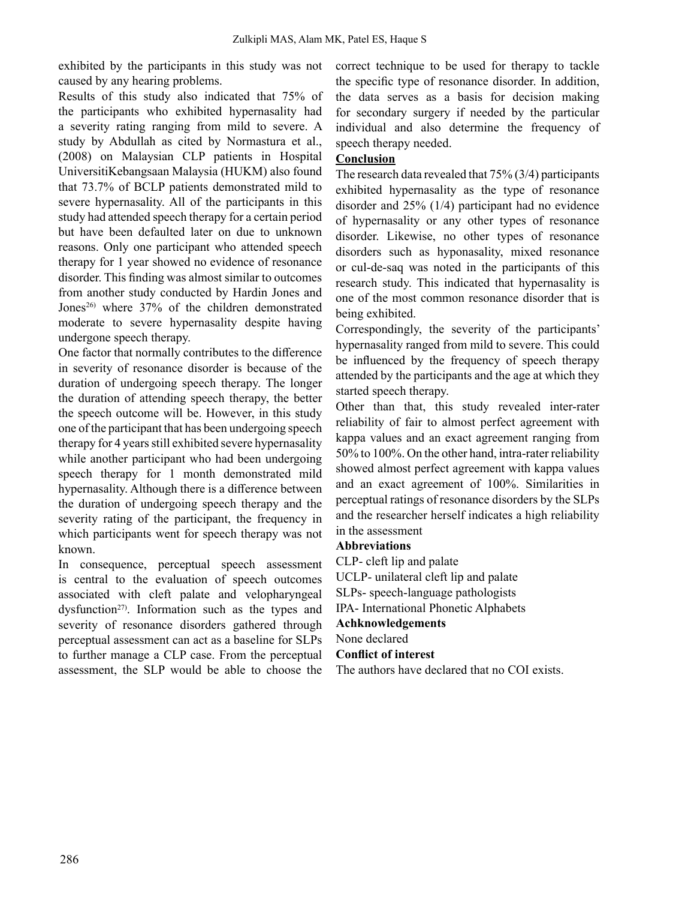exhibited by the participants in this study was not caused by any hearing problems.

Results of this study also indicated that 75% of the participants who exhibited hypernasality had a severity rating ranging from mild to severe. A study by Abdullah as cited by Normastura et al., (2008) on Malaysian CLP patients in Hospital UniversitiKebangsaan Malaysia (HUKM) also found that 73.7% of BCLP patients demonstrated mild to severe hypernasality. All of the participants in this study had attended speech therapy for a certain period but have been defaulted later on due to unknown reasons. Only one participant who attended speech therapy for 1 year showed no evidence of resonance disorder. This finding was almost similar to outcomes from another study conducted by Hardin Jones and Jones[26] where 37% of the children demonstrated moderate to severe hypernasality despite having undergone speech therapy.

One factor that normally contributes to the difference in severity of resonance disorder is because of the duration of undergoing speech therapy. The longer the duration of attending speech therapy, the better the speech outcome will be. However, in this study one of the participant that has been undergoing speech therapy for 4 years still exhibited severe hypernasality while another participant who had been undergoing speech therapy for 1 month demonstrated mild hypernasality. Although there is a difference between the duration of undergoing speech therapy and the severity rating of the participant, the frequency in which participants went for speech therapy was not known.

In consequence, perceptual speech assessment is central to the evaluation of speech outcomes associated with cleft palate and velopharyngeal dysfunction[27]. Information such as the types and severity of resonance disorders gathered through perceptual assessment can act as a baseline for SLPs to further manage a CLP case. From the perceptual assessment, the SLP would be able to choose the correct technique to be used for therapy to tackle the specific type of resonance disorder. In addition, the data serves as a basis for decision making for secondary surgery if needed by the particular individual and also determine the frequency of speech therapy needed.

## Conclusion

The research data revealed that 75% (3/4) participants exhibited hypernasality as the type of resonance disorder and 25% (1/4) participant had no evidence of hypernasality or any other types of resonance disorder. Likewise, no other types of resonance disorders such as hyponasality, mixed resonance or cul-de-saq was noted in the participants of this research study. This indicated that hypernasality is one of the most common resonance disorder that is being exhibited.

Correspondingly, the severity of the participants' hypernasality ranged from mild to severe. This could be influenced by the frequency of speech therapy attended by the participants and the age at which they started speech therapy.

Other than that, this study revealed inter-rater reliability of fair to almost perfect agreement with kappa values and an exact agreement ranging from 50% to 100%. On the other hand, intra-rater reliability showed almost perfect agreement with kappa values and an exact agreement of 100%. Similarities in perceptual ratings of resonance disorders by the SLPs and the researcher herself indicates a high reliability in the assessment

## Abbreviations

CLP- cleft lip and palate

UCLP- unilateral cleft lip and palate

SLPs- speech-language pathologists

IPA- International Phonetic Alphabets

## Achknowledgements

None declared

## Conflict of interest

The authors have declared that no COI exists.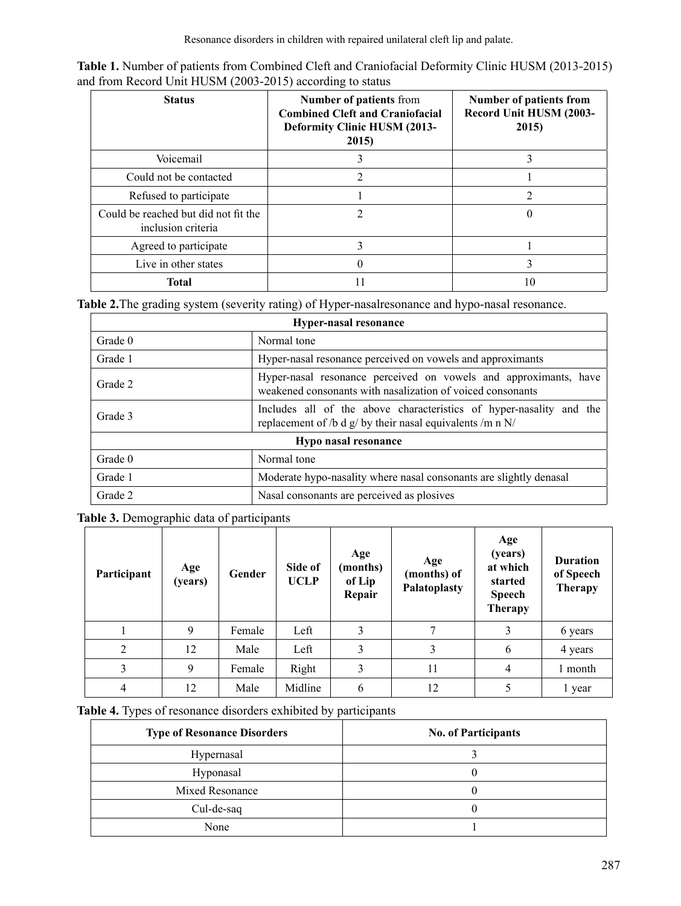**Table 1.** Number of patients from Combined Cleft and Craniofacial Deformity Clinic HUSM (2013-2015) and from Record Unit HUSM (2003-2015) according to status

| Status | Number of patients from Combined Cleft and Craniofacial Deformity Clinic HUSM (2013-2015) | Number of patients from Record Unit HUSM (2003-2015) |
|---|---|---|
| Voicemail | 3 | 3 |
| Could not be contacted | 2 | 1 |
| Refused to participate | 1 | 2 |
| Could be reached but did not fit the inclusion criteria | 2 | 0 |
| Agreed to participate | 3 | 1 |
| Live in other states | 0 | 3 |
| **Total** | 11 | 10 |

**Table 2.**The grading system (severity rating) of Hyper-nasalresonance and hypo-nasal resonance.

| Hyper-nasal resonance | |
|---|---|
| Grade 0 | Normal tone |
| Grade 1 | Hyper-nasal resonance perceived on vowels and approximants |
| Grade 2 | Hyper-nasal resonance perceived on vowels and approximants, have weakened consonants with nasalization of voiced consonants |
| Grade 3 | Includes all of the above characteristics of hyper-nasality and the replacement of /b d g/ by their nasal equivalents /m n N/ |
| **Hypo nasal resonance** | |
| Grade 0 | Normal tone |
| Grade 1 | Moderate hypo-nasality where nasal consonants are slightly denasal |
| Grade 2 | Nasal consonants are perceived as plosives |

**Table 3.** Demographic data of participants

| Participant | Age (years) | Gender | Side of UCLP | Age (months) of Lip Repair | Age (months) of Palatoplasty | Age (years) at which started Speech Therapy | Duration of Speech Therapy |
|---|---|---|---|---|---|---|---|
| 1 | 9 | Female | Left | 3 | 7 | 3 | 6 years |
| 2 | 12 | Male | Left | 3 | 3 | 6 | 4 years |
| 3 | 9 | Female | Right | 3 | 11 | 4 | 1 month |
| 4 | 12 | Male | Midline | 6 | 12 | 5 | 1 year |

**Table 4.** Types of resonance disorders exhibited by participants

| Type of Resonance Disorders | No. of Participants |
|---|---|
| Hypernasal | 3 |
| Hyponasal | 0 |
| Mixed Resonance | 0 |
| Cul-de-saq | 0 |
| None | 1 |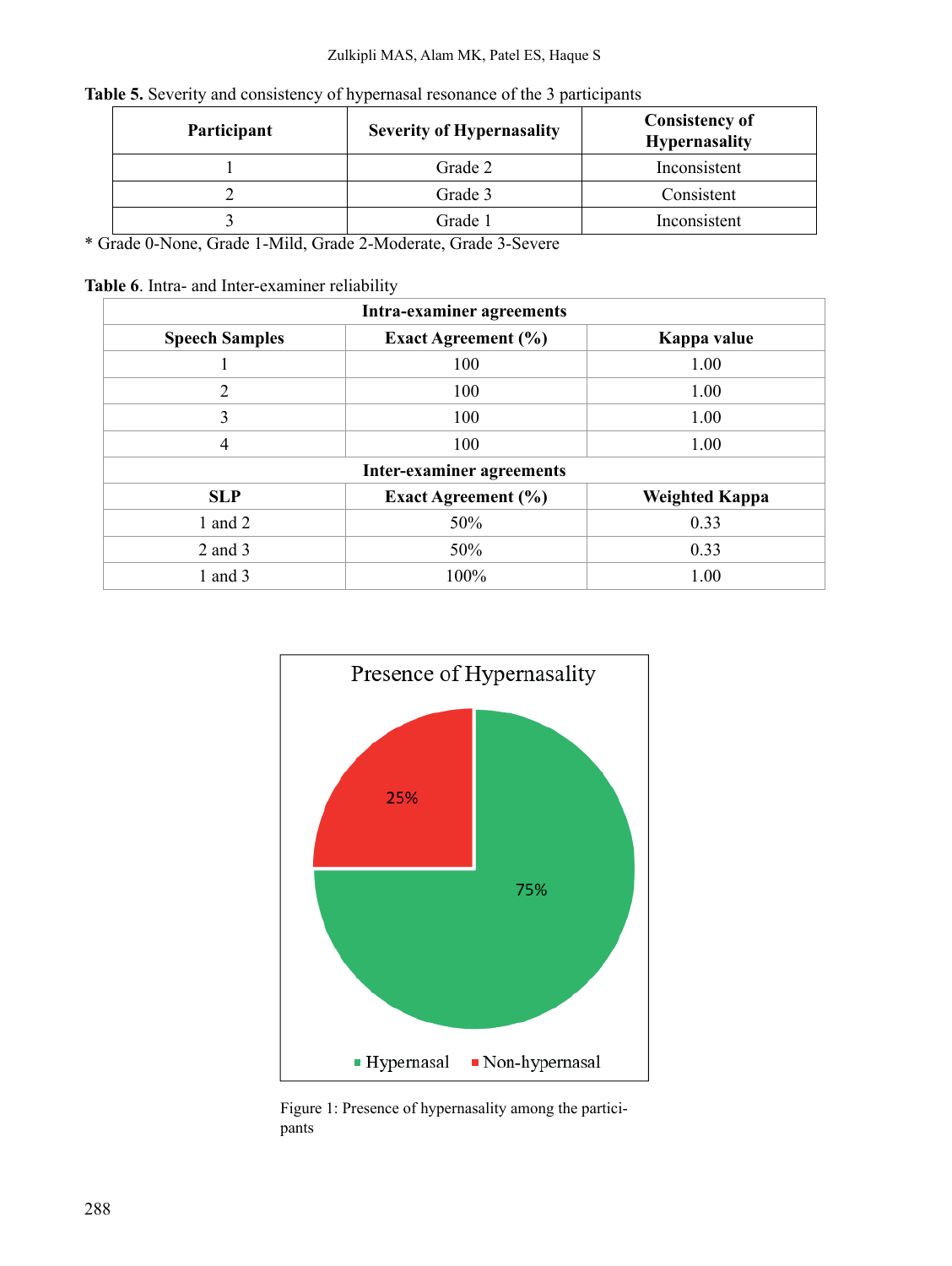**Table 5.** Severity and consistency of hypernasal resonance of the 3 participants

| Participant | Severity of Hypernasality | Consistency of Hypernasality |
|---|---|---|
| 1 | Grade 2 | Inconsistent |
| 2 | Grade 3 | Consistent |
| 3 | Grade 1 | Inconsistent |

* Grade 0-None, Grade 1-Mild, Grade 2-Moderate, Grade 3-Severe

**Table 6**. Intra- and Inter-examiner reliability

| Intra-examiner agreements | | |
|---|---|---|
| **Speech Samples** | **Exact Agreement (%)** | **Kappa value** |
| 1 | 100 | 1.00 |
| 2 | 100 | 1.00 |
| 3 | 100 | 1.00 |
| 4 | 100 | 1.00 |
| **Inter-examiner agreements** | | |
| **SLP** | **Exact Agreement (%)** | **Weighted Kappa** |
| 1 and 2 | 50% | 0.33 |
| 2 and 3 | 50% | 0.33 |
| 1 and 3 | 100% | 1.00 |

Presence of Hypernasality

25%

75%

Hypernasal   Non-hypernasal

Figure 1: Presence of hypernasality among the participants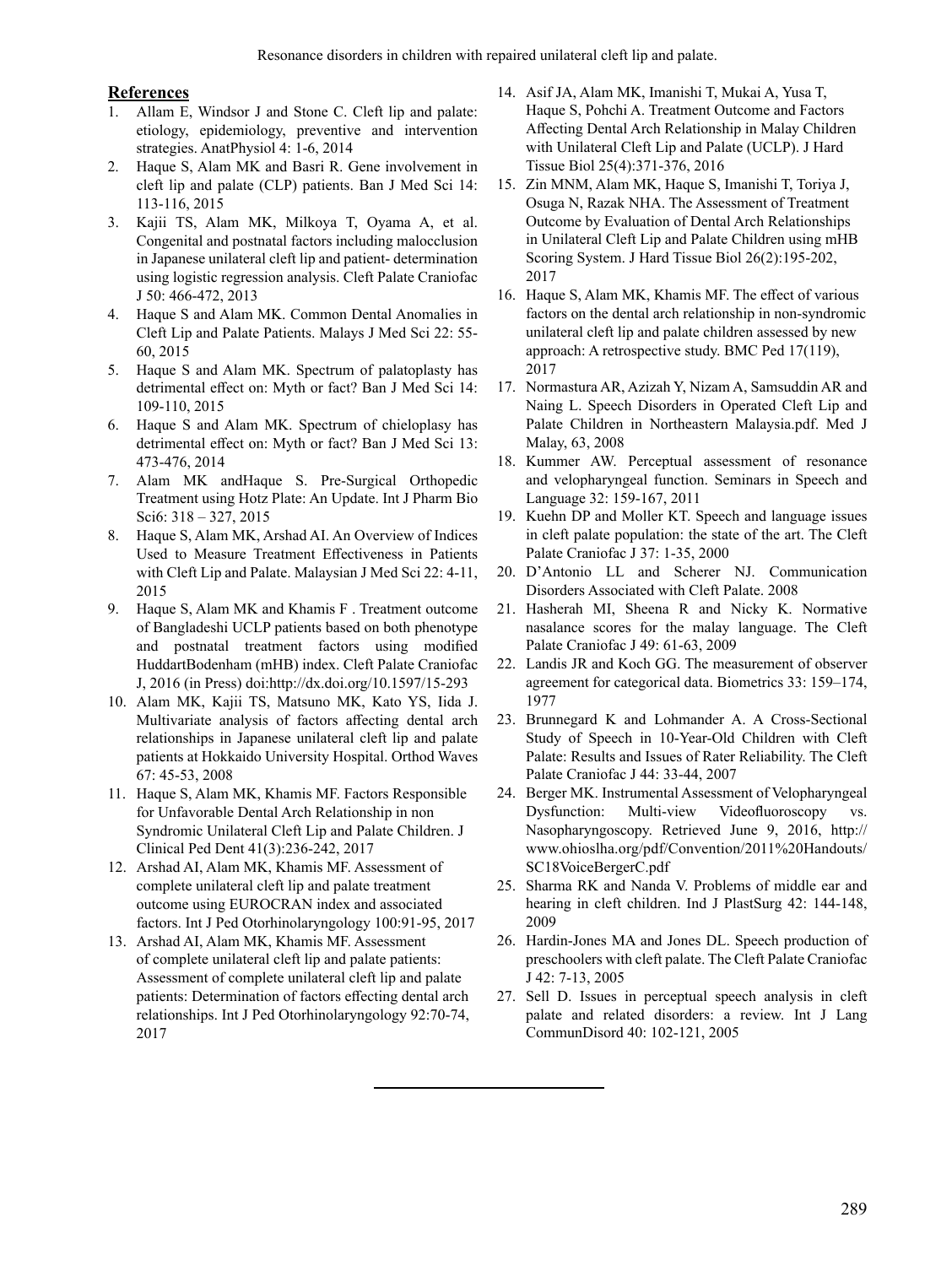## References

1. Allam E, Windsor J and Stone C. Cleft lip and palate: etiology, epidemiology, preventive and intervention strategies. AnatPhysiol 4: 1-6, 2014
2. Haque S, Alam MK and Basri R. Gene involvement in cleft lip and palate (CLP) patients. Ban J Med Sci 14: 113-116, 2015
3. Kajii TS, Alam MK, Milkoya T, Oyama A, et al. Congenital and postnatal factors including malocclusion in Japanese unilateral cleft lip and patient- determination using logistic regression analysis. Cleft Palate Craniofac J 50: 466-472, 2013
4. Haque S and Alam MK. Common Dental Anomalies in Cleft Lip and Palate Patients. Malays J Med Sci 22: 55-60, 2015
5. Haque S and Alam MK. Spectrum of palatoplasty has detrimental effect on: Myth or fact? Ban J Med Sci 14: 109-110, 2015
6. Haque S and Alam MK. Spectrum of chieloplasy has detrimental effect on: Myth or fact? Ban J Med Sci 13: 473-476, 2014
7. Alam MK andHaque S. Pre-Surgical Orthopedic Treatment using Hotz Plate: An Update. Int J Pharm Bio Sci6: 318 – 327, 2015
8. Haque S, Alam MK, Arshad AI. An Overview of Indices Used to Measure Treatment Effectiveness in Patients with Cleft Lip and Palate. Malaysian J Med Sci 22: 4-11, 2015
9. Haque S, Alam MK and Khamis F . Treatment outcome of Bangladeshi UCLP patients based on both phenotype and postnatal treatment factors using modified HuddartBodenham (mHB) index. Cleft Palate Craniofac J, 2016 (in Press) doi:http://dx.doi.org/10.1597/15-293
10. Alam MK, Kajii TS, Matsuno MK, Kato YS, Iida J. Multivariate analysis of factors affecting dental arch relationships in Japanese unilateral cleft lip and palate patients at Hokkaido University Hospital. Orthod Waves 67: 45-53, 2008
11. Haque S, Alam MK, Khamis MF. Factors Responsible for Unfavorable Dental Arch Relationship in non Syndromic Unilateral Cleft Lip and Palate Children. J Clinical Ped Dent 41(3):236-242, 2017
12. Arshad AI, Alam MK, Khamis MF. Assessment of complete unilateral cleft lip and palate treatment outcome using EUROCRAN index and associated factors. Int J Ped Otorhinolaryngology 100:91-95, 2017
13. Arshad AI, Alam MK, Khamis MF. Assessment of complete unilateral cleft lip and palate patients: Assessment of complete unilateral cleft lip and palate patients: Determination of factors effecting dental arch relationships. Int J Ped Otorhinolaryngology 92:70-74, 2017
14. Asif JA, Alam MK, Imanishi T, Mukai A, Yusa T, Haque S, Pohchi A. Treatment Outcome and Factors Affecting Dental Arch Relationship in Malay Children with Unilateral Cleft Lip and Palate (UCLP). J Hard Tissue Biol 25(4):371-376, 2016
15. Zin MNM, Alam MK, Haque S, Imanishi T, Toriya J, Osuga N, Razak NHA. The Assessment of Treatment Outcome by Evaluation of Dental Arch Relationships in Unilateral Cleft Lip and Palate Children using mHB Scoring System. J Hard Tissue Biol 26(2):195-202, 2017
16. Haque S, Alam MK, Khamis MF. The effect of various factors on the dental arch relationship in non-syndromic unilateral cleft lip and palate children assessed by new approach: A retrospective study. BMC Ped 17(119), 2017
17. Normastura AR, Azizah Y, Nizam A, Samsuddin AR and Naing L. Speech Disorders in Operated Cleft Lip and Palate Children in Northeastern Malaysia.pdf. Med J Malay, 63, 2008
18. Kummer AW. Perceptual assessment of resonance and velopharyngeal function. Seminars in Speech and Language 32: 159-167, 2011
19. Kuehn DP and Moller KT. Speech and language issues in cleft palate population: the state of the art. The Cleft Palate Craniofac J 37: 1-35, 2000
20. D'Antonio LL and Scherer NJ. Communication Disorders Associated with Cleft Palate. 2008
21. Hasherah MI, Sheena R and Nicky K. Normative nasalance scores for the malay language. The Cleft Palate Craniofac J 49: 61-63, 2009
22. Landis JR and Koch GG. The measurement of observer agreement for categorical data. Biometrics 33: 159–174, 1977
23. Brunnegard K and Lohmander A. A Cross-Sectional Study of Speech in 10-Year-Old Children with Cleft Palate: Results and Issues of Rater Reliability. The Cleft Palate Craniofac J 44: 33-44, 2007
24. Berger MK. Instrumental Assessment of Velopharyngeal Dysfunction: Multi-view Videofluoroscopy vs. Nasopharyngoscopy. Retrieved June 9, 2016, http://www.ohioslha.org/pdf/Convention/2011%20Handouts/SC18VoiceBergerC.pdf
25. Sharma RK and Nanda V. Problems of middle ear and hearing in cleft children. Ind J PlastSurg 42: 144-148, 2009
26. Hardin-Jones MA and Jones DL. Speech production of preschoolers with cleft palate. The Cleft Palate Craniofac J 42: 7-13, 2005
27. Sell D. Issues in perceptual speech analysis in cleft palate and related disorders: a review. Int J Lang CommunDisord 40: 102-121, 2005